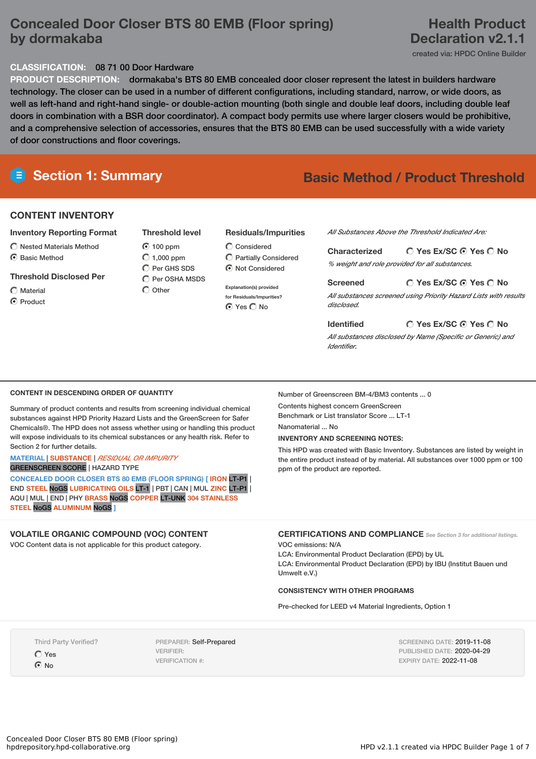# Concealed Door Closer BTS 80 EMB (Floor spring) by dormakaba

**Health Product Declaration v2.1.1**

created via: HPDC Online Builder

**CLASSIFICATION:** 08 71 00 Door Hardware

**PRODUCT DESCRIPTION:** dormakaba's BTS 80 EMB concealed door closer represent the latest in builders hardware technology. The closer can be used in a number of different configurations, including standard, narrow, or wide doors, as well as left-hand and right-hand single- or double-action mounting (both single and double leaf doors, including double leaf doors in combination with a BSR door coordinator). A compact body permits use where larger closers would be prohibitive, and a comprehensive selection of accessories, ensures that the BTS 80 EMB can be used successfully with a wide variety of door constructions and floor coverings.

## Section 1: Summary

**Basic Method / Product Threshold**

### CONTENT INVENTORY

**Inventory Reporting Format**
- ○ Nested Materials Method
- ◉ Basic Method

**Threshold Disclosed Per**
- ○ Material
- ◉ Product

**Threshold level**
- ◉ 100 ppm
- ○ 1,000 ppm
- ○ Per GHS SDS
- ○ Per OSHA MSDS
- ○ Other

**Residuals/Impurities**
- ○ Considered
- ○ Partially Considered
- ◉ Not Considered

Explanation(s) provided for Residuals/Impurities?
◉ Yes ○ No

*All Substances Above the Threshold Indicated Are:*

**Characterized** ○ Yes Ex/SC ◉ Yes ○ No
*% weight and role provided for all substances.*

**Screened** ○ Yes Ex/SC ◉ Yes ○ No
*All substances screened using Priority Hazard Lists with results disclosed.*

**Identified** ○ Yes Ex/SC ◉ Yes ○ No
*All substances disclosed by Name (Specific or Generic) and Identifier.*

### CONTENT IN DESCENDING ORDER OF QUANTITY

Summary of product contents and results from screening individual chemical substances against HPD Priority Hazard Lists and the GreenScreen for Safer Chemicals®. The HPD does not assess whether using or handling this product will expose individuals to its chemical substances or any health risk. Refer to Section 2 for further details.

MATERIAL | SUBSTANCE | *RESIDUAL OR IMPURITY*
GREENSCREEN SCORE | HAZARD TYPE

CONCEALED DOOR CLOSER BTS 80 EMB (FLOOR SPRING) [ IRON LT-P1 | END STEEL NoGS LUBRICATING OILS LT-1 | PBT | CAN | MUL ZINC LT-P1 | AQU | MUL | END | PHY BRASS NoGS COPPER LT-UNK 304 STAINLESS STEEL NoGS ALUMINUM NoGS ]

Number of Greenscreen BM-4/BM3 contents ... 0

Contents highest concern GreenScreen Benchmark or List translator Score ... LT-1

Nanomaterial ... No

**INVENTORY AND SCREENING NOTES:**

This HPD was created with Basic Inventory. Substances are listed by weight in the entire product instead of by material. All substances over 1000 ppm or 100 ppm of the product are reported.

### VOLATILE ORGANIC COMPOUND (VOC) CONTENT

VOC Content data is not applicable for this product category.

### CERTIFICATIONS AND COMPLIANCE

*See Section 3 for additional listings.*

VOC emissions: N/A
LCA: Environmental Product Declaration (EPD) by UL
LCA: Environmental Product Declaration (EPD) by IBU (Institut Bauen und Umwelt e.V.)

**CONSISTENCY WITH OTHER PROGRAMS**

Pre-checked for LEED v4 Material Ingredients, Option 1

Third Party Verified?
- ○ Yes
- ◉ No

PREPARER: Self-Prepared
VERIFIER:
VERIFICATION #:

SCREENING DATE: 2019-11-08
PUBLISHED DATE: 2020-04-29
EXPIRY DATE: 2022-11-08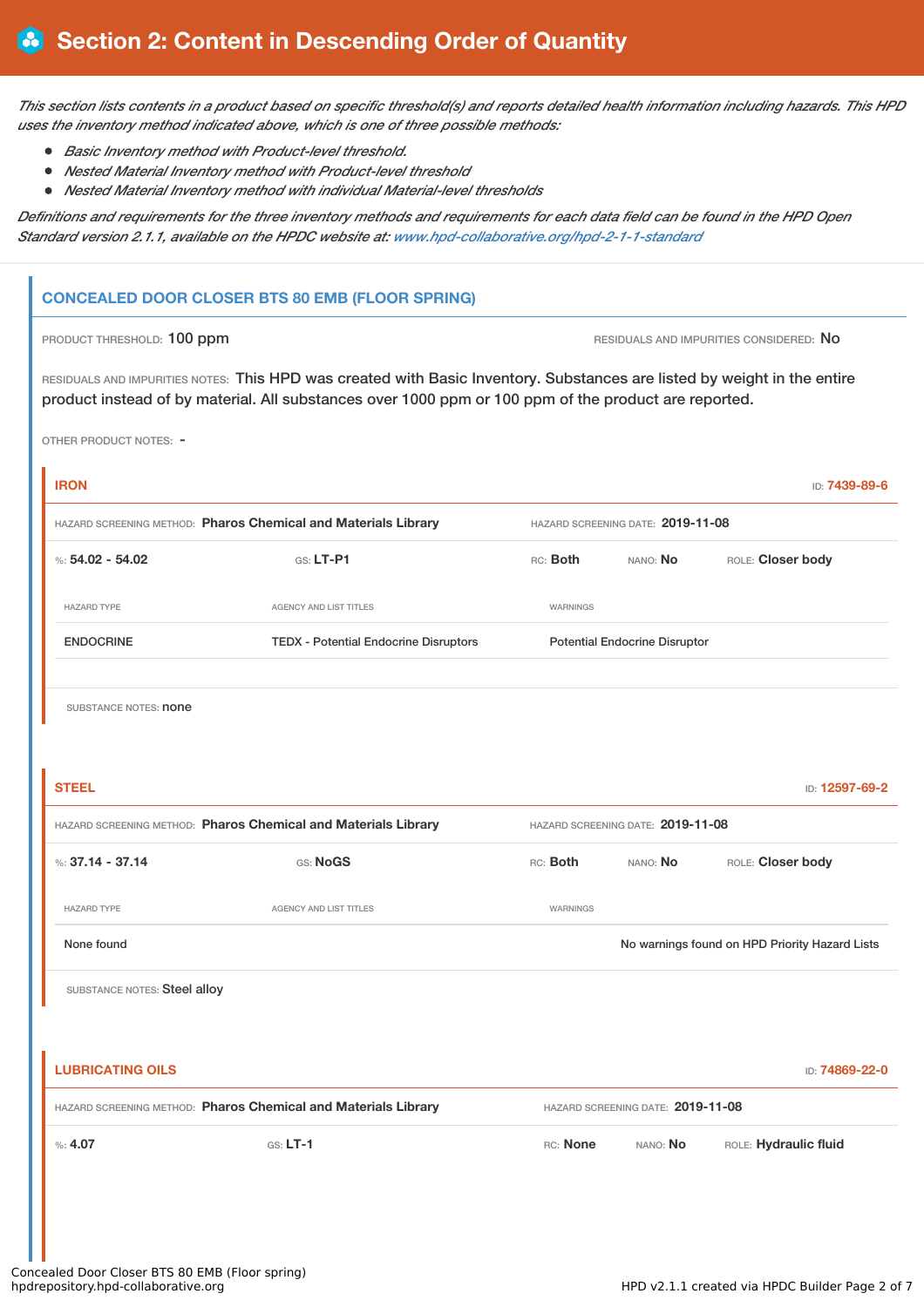# Section 2: Content in Descending Order of Quantity

*This section lists contents in a product based on specific threshold(s) and reports detailed health information including hazards. This HPD uses the inventory method indicated above, which is one of three possible methods:*

- *Basic Inventory method with Product-level threshold.*
- *Nested Material Inventory method with Product-level threshold*
- *Nested Material Inventory method with individual Material-level thresholds*

*Definitions and requirements for the three inventory methods and requirements for each data field can be found in the HPD Open Standard version 2.1.1, available on the HPDC website at: www.hpd-collaborative.org/hpd-2-1-1-standard*

## CONCEALED DOOR CLOSER BTS 80 EMB (FLOOR SPRING)

PRODUCT THRESHOLD: 100 ppm

RESIDUALS AND IMPURITIES CONSIDERED: No

RESIDUALS AND IMPURITIES NOTES: This HPD was created with Basic Inventory. Substances are listed by weight in the entire product instead of by material. All substances over 1000 ppm or 100 ppm of the product are reported.

OTHER PRODUCT NOTES: -

### IRON

ID: 7439-89-6

HAZARD SCREENING METHOD: **Pharos Chemical and Materials Library**

HAZARD SCREENING DATE: **2019-11-08**

%: **54.02 - 54.02** | GS: **LT-P1** | RC: **Both** | NANO: **No** | ROLE: **Closer body**

| HAZARD TYPE | AGENCY AND LIST TITLES | WARNINGS |
| --- | --- | --- |
| ENDOCRINE | TEDX - Potential Endocrine Disruptors | Potential Endocrine Disruptor |

SUBSTANCE NOTES: none

### STEEL

ID: 12597-69-2

HAZARD SCREENING METHOD: **Pharos Chemical and Materials Library**

HAZARD SCREENING DATE: **2019-11-08**

%: **37.14 - 37.14** | GS: **NoGS** | RC: **Both** | NANO: **No** | ROLE: **Closer body**

| HAZARD TYPE | AGENCY AND LIST TITLES | WARNINGS |
| --- | --- | --- |
| None found | | No warnings found on HPD Priority Hazard Lists |

SUBSTANCE NOTES: Steel alloy

### LUBRICATING OILS

ID: 74869-22-0

HAZARD SCREENING METHOD: **Pharos Chemical and Materials Library**

HAZARD SCREENING DATE: **2019-11-08**

%: **4.07** | GS: **LT-1** | RC: **None** | NANO: **No** | ROLE: **Hydraulic fluid**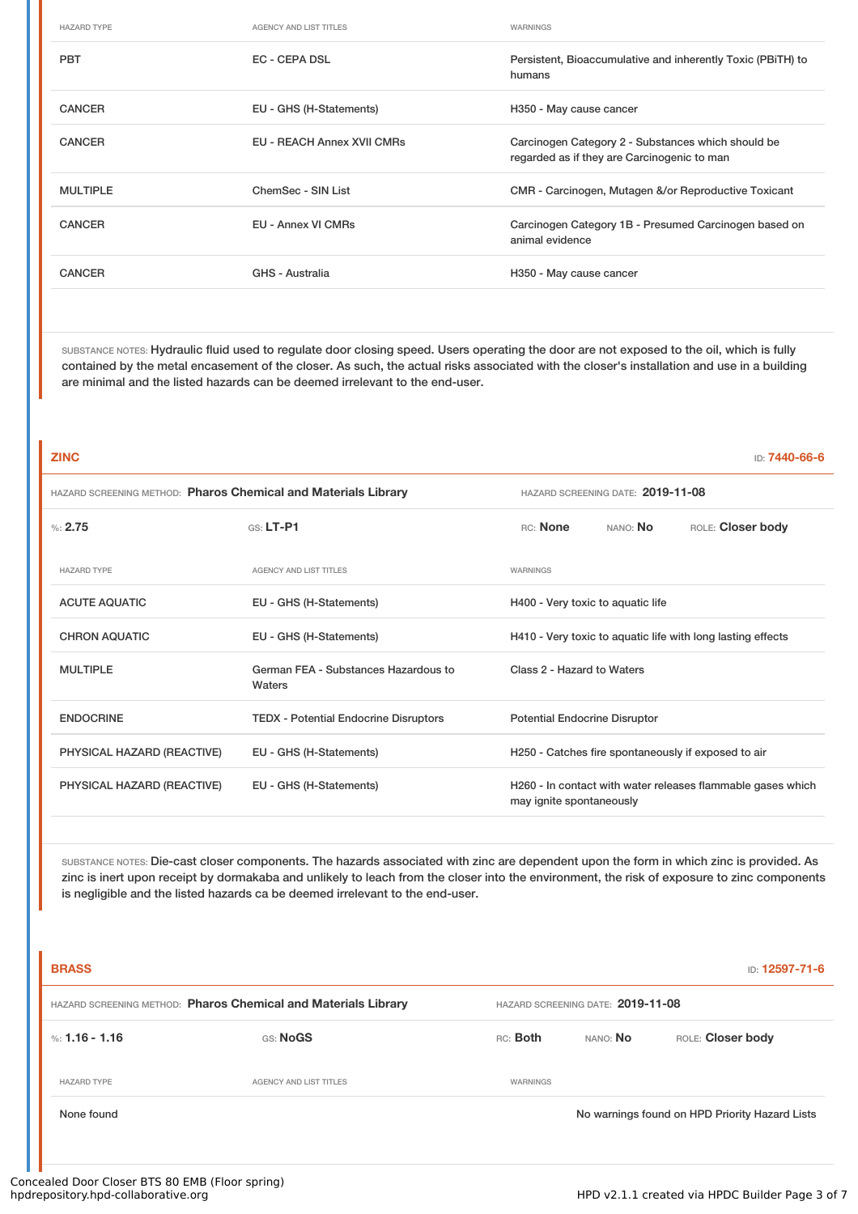| HAZARD TYPE | AGENCY AND LIST TITLES | WARNINGS |
| --- | --- | --- |
| PBT | EC - CEPA DSL | Persistent, Bioaccumulative and inherently Toxic (PBiTH) to humans |
| CANCER | EU - GHS (H-Statements) | H350 - May cause cancer |
| CANCER | EU - REACH Annex XVII CMRs | Carcinogen Category 2 - Substances which should be regarded as if they are Carcinogenic to man |
| MULTIPLE | ChemSec - SIN List | CMR - Carcinogen, Mutagen &/or Reproductive Toxicant |
| CANCER | EU - Annex VI CMRs | Carcinogen Category 1B - Presumed Carcinogen based on animal evidence |
| CANCER | GHS - Australia | H350 - May cause cancer |

SUBSTANCE NOTES: Hydraulic fluid used to regulate door closing speed. Users operating the door are not exposed to the oil, which is fully contained by the metal encasement of the closer. As such, the actual risks associated with the closer's installation and use in a building are minimal and the listed hazards can be deemed irrelevant to the end-user.

## ZINC

ID: **7440-66-6**

HAZARD SCREENING METHOD: **Pharos Chemical and Materials Library** HAZARD SCREENING DATE: **2019-11-08**

%: **2.75** GS: **LT-P1** RC: **None** NANO: **No** ROLE: **Closer body**

| HAZARD TYPE | AGENCY AND LIST TITLES | WARNINGS |
| --- | --- | --- |
| ACUTE AQUATIC | EU - GHS (H-Statements) | H400 - Very toxic to aquatic life |
| CHRON AQUATIC | EU - GHS (H-Statements) | H410 - Very toxic to aquatic life with long lasting effects |
| MULTIPLE | German FEA - Substances Hazardous to Waters | Class 2 - Hazard to Waters |
| ENDOCRINE | TEDX - Potential Endocrine Disruptors | Potential Endocrine Disruptor |
| PHYSICAL HAZARD (REACTIVE) | EU - GHS (H-Statements) | H250 - Catches fire spontaneously if exposed to air |
| PHYSICAL HAZARD (REACTIVE) | EU - GHS (H-Statements) | H260 - In contact with water releases flammable gases which may ignite spontaneously |

SUBSTANCE NOTES: Die-cast closer components. The hazards associated with zinc are dependent upon the form in which zinc is provided. As zinc is inert upon receipt by dormakaba and unlikely to leach from the closer into the environment, the risk of exposure to zinc components is negligible and the listed hazards ca be deemed irrelevant to the end-user.

## BRASS

ID: **12597-71-6**

HAZARD SCREENING METHOD: **Pharos Chemical and Materials Library** HAZARD SCREENING DATE: **2019-11-08**

%: **1.16 - 1.16** GS: **NoGS** RC: **Both** NANO: **No** ROLE: **Closer body**

| HAZARD TYPE | AGENCY AND LIST TITLES | WARNINGS |
| --- | --- | --- |
| None found | | No warnings found on HPD Priority Hazard Lists |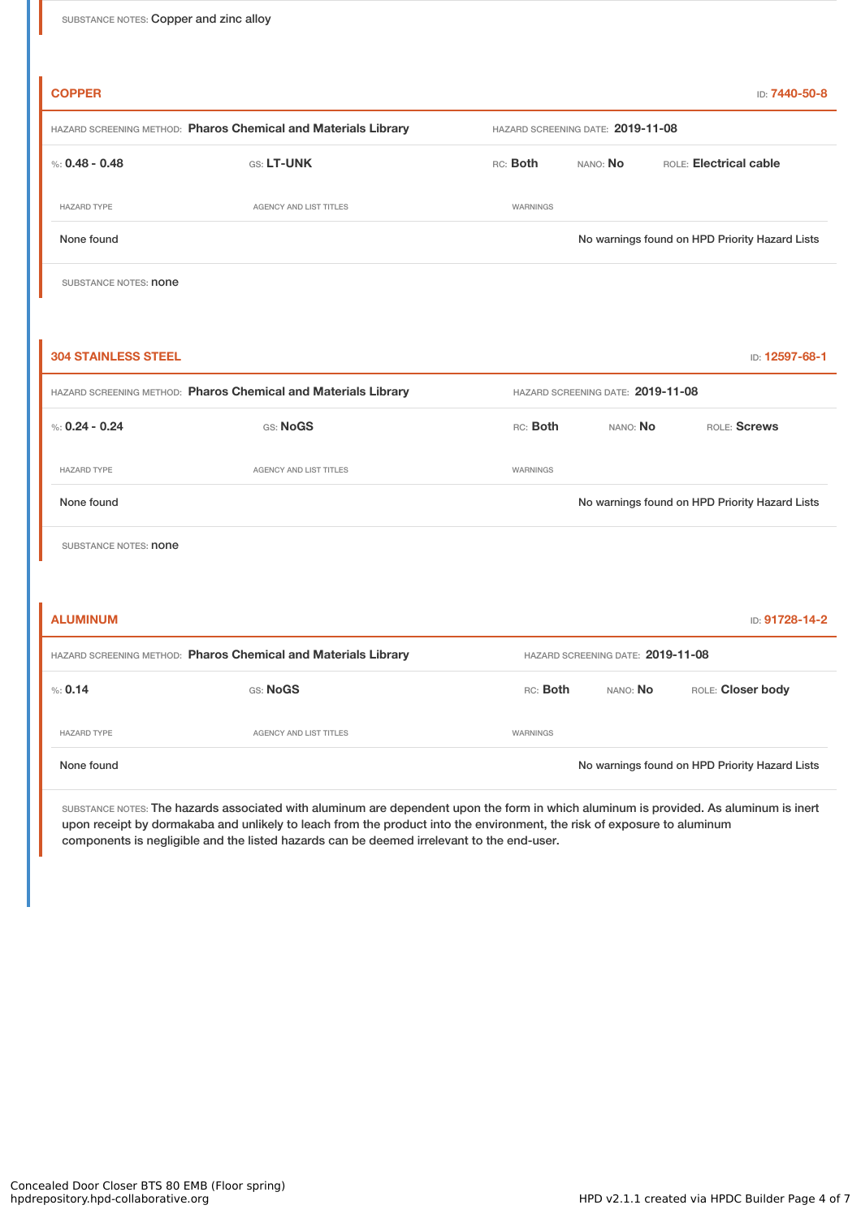SUBSTANCE NOTES: Copper and zinc alloy

### COPPER

ID: **7440-50-8**

HAZARD SCREENING METHOD: **Pharos Chemical and Materials Library** HAZARD SCREENING DATE: **2019-11-08**

%: **0.48 - 0.48** GS: **LT-UNK** RC: **Both** NANO: **No** ROLE: **Electrical cable**

| HAZARD TYPE | AGENCY AND LIST TITLES | WARNINGS |
| --- | --- | --- |
| None found | | No warnings found on HPD Priority Hazard Lists |

SUBSTANCE NOTES: none

### 304 STAINLESS STEEL

ID: **12597-68-1**

HAZARD SCREENING METHOD: **Pharos Chemical and Materials Library** HAZARD SCREENING DATE: **2019-11-08**

%: **0.24 - 0.24** GS: **NoGS** RC: **Both** NANO: **No** ROLE: **Screws**

| HAZARD TYPE | AGENCY AND LIST TITLES | WARNINGS |
| --- | --- | --- |
| None found | | No warnings found on HPD Priority Hazard Lists |

SUBSTANCE NOTES: none

### ALUMINUM

ID: **91728-14-2**

HAZARD SCREENING METHOD: **Pharos Chemical and Materials Library** HAZARD SCREENING DATE: **2019-11-08**

%: **0.14** GS: **NoGS** RC: **Both** NANO: **No** ROLE: **Closer body**

| HAZARD TYPE | AGENCY AND LIST TITLES | WARNINGS |
| --- | --- | --- |
| None found | | No warnings found on HPD Priority Hazard Lists |

SUBSTANCE NOTES: The hazards associated with aluminum are dependent upon the form in which aluminum is provided. As aluminum is inert upon receipt by dormakaba and unlikely to leach from the product into the environment, the risk of exposure to aluminum components is negligible and the listed hazards can be deemed irrelevant to the end-user.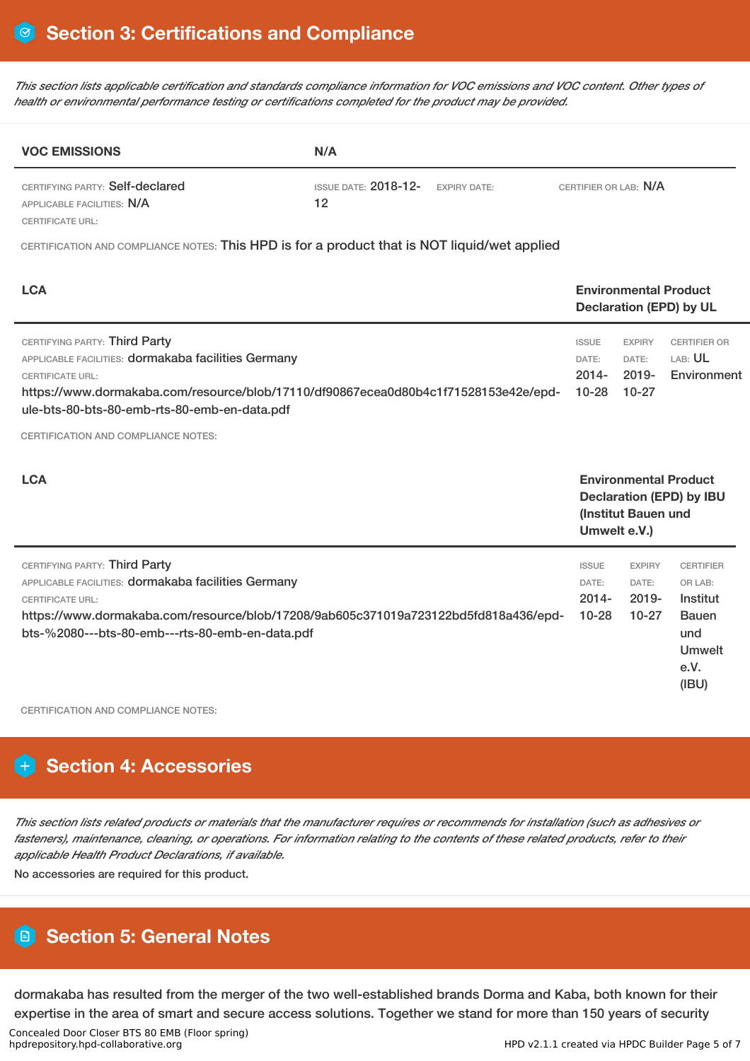## Section 3: Certifications and Compliance

*This section lists applicable certification and standards compliance information for VOC emissions and VOC content. Other types of health or environmental performance testing or certifications completed for the product may be provided.*

| VOC EMISSIONS | N/A | | |
|---|---|---|---|
| CERTIFYING PARTY: Self-declared<br>APPLICABLE FACILITIES: N/A<br>CERTIFICATE URL: | ISSUE DATE: 2018-12-12 | EXPIRY DATE: | CERTIFIER OR LAB: N/A |

CERTIFICATION AND COMPLIANCE NOTES: This HPD is for a product that is NOT liquid/wet applied

| LCA | Environmental Product Declaration (EPD) by UL | | |
|---|---|---|---|
| CERTIFYING PARTY: Third Party<br>APPLICABLE FACILITIES: dormakaba facilities Germany<br>CERTIFICATE URL:<br>https://www.dormakaba.com/resource/blob/17110/df90867ecea0d80b4c1f71528153e42e/epd-ule-bts-80-bts-80-emb-rts-80-emb-en-data.pdf | ISSUE DATE: 2014-10-28 | EXPIRY DATE: 2019-10-27 | CERTIFIER OR LAB: UL Environment |

CERTIFICATION AND COMPLIANCE NOTES:

| LCA | Environmental Product Declaration (EPD) by IBU (Institut Bauen und Umwelt e.V.) | | |
|---|---|---|---|
| CERTIFYING PARTY: Third Party<br>APPLICABLE FACILITIES: dormakaba facilities Germany<br>CERTIFICATE URL:<br>https://www.dormakaba.com/resource/blob/17208/9ab605c371019a723122bd5fd818a436/epd-bts-%2080---bts-80-emb---rts-80-emb-en-data.pdf | ISSUE DATE: 2014-10-28 | EXPIRY DATE: 2019-10-27 | CERTIFIER OR LAB: Institut Bauen und Umwelt e.V. (IBU) |

CERTIFICATION AND COMPLIANCE NOTES:

## Section 4: Accessories

*This section lists related products or materials that the manufacturer requires or recommends for installation (such as adhesives or fasteners), maintenance, cleaning, or operations. For information relating to the contents of these related products, refer to their applicable Health Product Declarations, if available.*

No accessories are required for this product.

## Section 5: General Notes

dormakaba has resulted from the merger of the two well-established brands Dorma and Kaba, both known for their expertise in the area of smart and secure access solutions. Together we stand for more than 150 years of security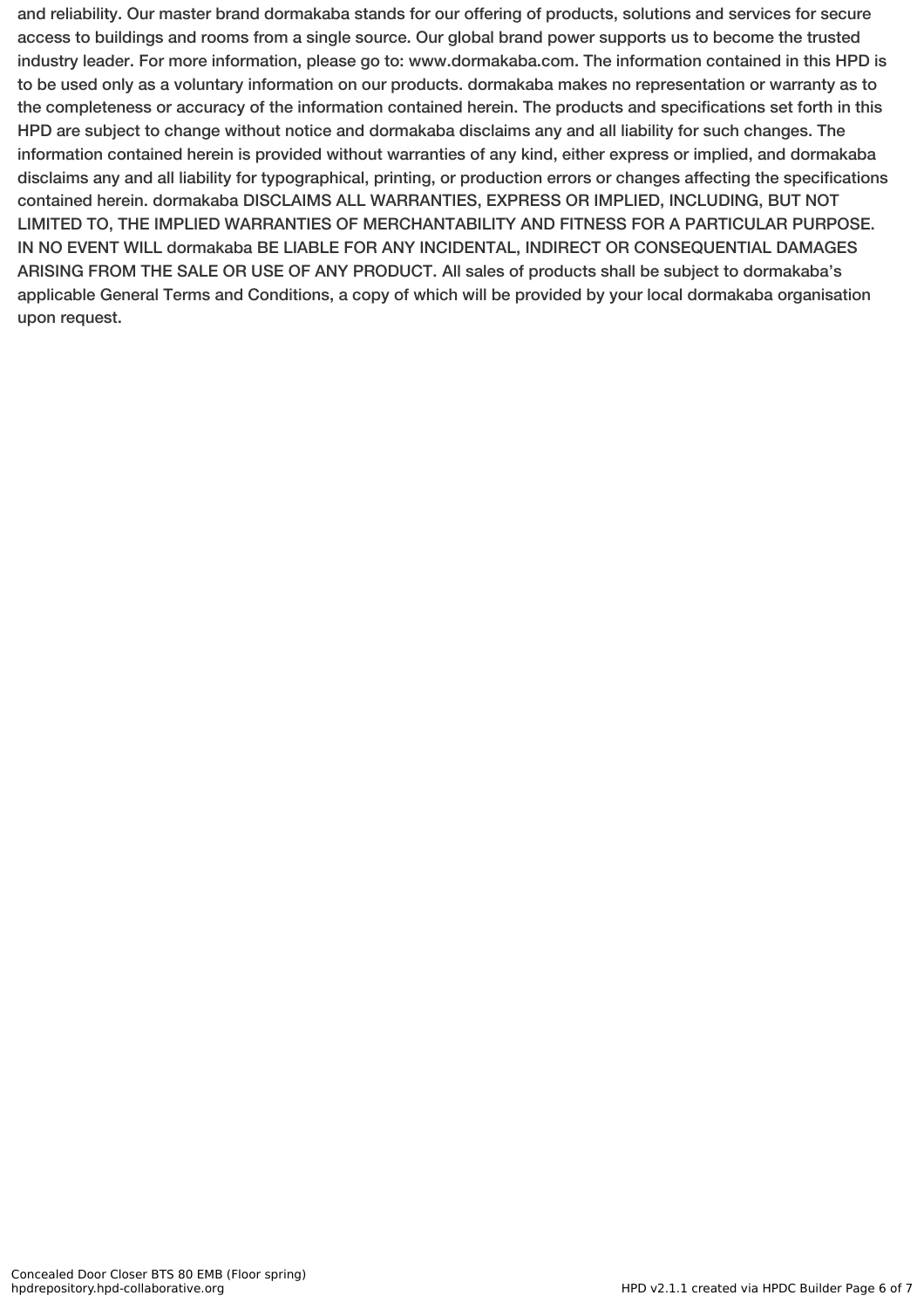and reliability. Our master brand dormakaba stands for our offering of products, solutions and services for secure access to buildings and rooms from a single source. Our global brand power supports us to become the trusted industry leader. For more information, please go to: www.dormakaba.com. The information contained in this HPD is to be used only as a voluntary information on our products. dormakaba makes no representation or warranty as to the completeness or accuracy of the information contained herein. The products and specifications set forth in this HPD are subject to change without notice and dormakaba disclaims any and all liability for such changes. The information contained herein is provided without warranties of any kind, either express or implied, and dormakaba disclaims any and all liability for typographical, printing, or production errors or changes affecting the specifications contained herein. dormakaba DISCLAIMS ALL WARRANTIES, EXPRESS OR IMPLIED, INCLUDING, BUT NOT LIMITED TO, THE IMPLIED WARRANTIES OF MERCHANTABILITY AND FITNESS FOR A PARTICULAR PURPOSE. IN NO EVENT WILL dormakaba BE LIABLE FOR ANY INCIDENTAL, INDIRECT OR CONSEQUENTIAL DAMAGES ARISING FROM THE SALE OR USE OF ANY PRODUCT. All sales of products shall be subject to dormakaba's applicable General Terms and Conditions, a copy of which will be provided by your local dormakaba organisation upon request.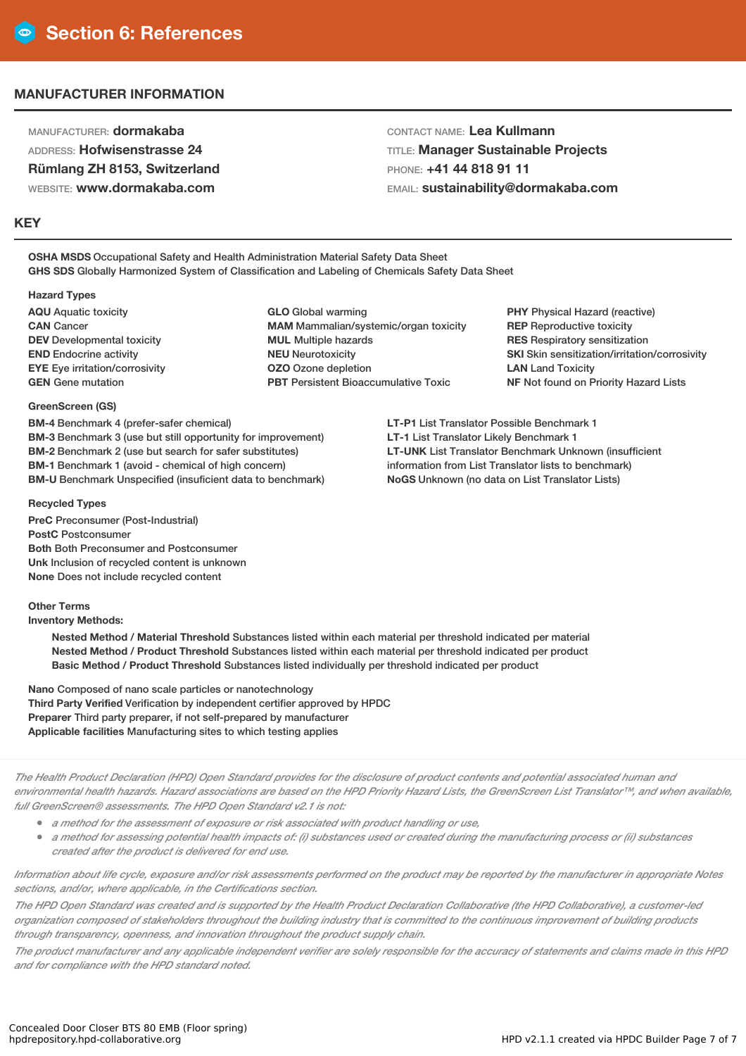# Section 6: References

## MANUFACTURER INFORMATION

MANUFACTURER: **dormakaba**
ADDRESS: **Hofwisenstrasse 24**
**Rümlang ZH 8153, Switzerland**
WEBSITE: **www.dormakaba.com**

CONTACT NAME: **Lea Kullmann**
TITLE: **Manager Sustainable Projects**
PHONE: **+41 44 818 91 11**
EMAIL: **sustainability@dormakaba.com**

## KEY

**OSHA MSDS** Occupational Safety and Health Administration Material Safety Data Sheet
**GHS SDS** Globally Harmonized System of Classification and Labeling of Chemicals Safety Data Sheet

**Hazard Types**

**AQU** Aquatic toxicity
**CAN** Cancer
**DEV** Developmental toxicity
**END** Endocrine activity
**EYE** Eye irritation/corrosivity
**GEN** Gene mutation
**GLO** Global warming
**MAM** Mammalian/systemic/organ toxicity
**MUL** Multiple hazards
**NEU** Neurotoxicity
**OZO** Ozone depletion
**PBT** Persistent Bioaccumulative Toxic
**PHY** Physical Hazard (reactive)
**REP** Reproductive toxicity
**RES** Respiratory sensitization
**SKI** Skin sensitization/irritation/corrosivity
**LAN** Land Toxicity
**NF** Not found on Priority Hazard Lists

**GreenScreen (GS)**

**BM-4** Benchmark 4 (prefer-safer chemical)
**BM-3** Benchmark 3 (use but still opportunity for improvement)
**BM-2** Benchmark 2 (use but search for safer substitutes)
**BM-1** Benchmark 1 (avoid - chemical of high concern)
**BM-U** Benchmark Unspecified (insuficient data to benchmark)
**LT-P1** List Translator Possible Benchmark 1
**LT-1** List Translator Likely Benchmark 1
**LT-UNK** List Translator Benchmark Unknown (insufficient information from List Translator lists to benchmark)
**NoGS** Unknown (no data on List Translator Lists)

**Recycled Types**

**PreC** Preconsumer (Post-Industrial)
**PostC** Postconsumer
**Both** Both Preconsumer and Postconsumer
**Unk** Inclusion of recycled content is unknown
**None** Does not include recycled content

**Other Terms**
**Inventory Methods:**

- **Nested Method / Material Threshold** Substances listed within each material per threshold indicated per material
- **Nested Method / Product Threshold** Substances listed within each material per threshold indicated per product
- **Basic Method / Product Threshold** Substances listed individually per threshold indicated per product

**Nano** Composed of nano scale particles or nanotechnology
**Third Party Verified** Verification by independent certifier approved by HPDC
**Preparer** Third party preparer, if not self-prepared by manufacturer
**Applicable facilities** Manufacturing sites to which testing applies

*The Health Product Declaration (HPD) Open Standard provides for the disclosure of product contents and potential associated human and environmental health hazards. Hazard associations are based on the HPD Priority Hazard Lists, the GreenScreen List Translator™, and when available, full GreenScreen® assessments. The HPD Open Standard v2.1 is not:*

- *a method for the assessment of exposure or risk associated with product handling or use,*
- *a method for assessing potential health impacts of: (i) substances used or created during the manufacturing process or (ii) substances created after the product is delivered for end use.*

*Information about life cycle, exposure and/or risk assessments performed on the product may be reported by the manufacturer in appropriate Notes sections, and/or, where applicable, in the Certifications section.*

*The HPD Open Standard was created and is supported by the Health Product Declaration Collaborative (the HPD Collaborative), a customer-led organization composed of stakeholders throughout the building industry that is committed to the continuous improvement of building products through transparency, openness, and innovation throughout the product supply chain.*

*The product manufacturer and any applicable independent verifier are solely responsible for the accuracy of statements and claims made in this HPD and for compliance with the HPD standard noted.*